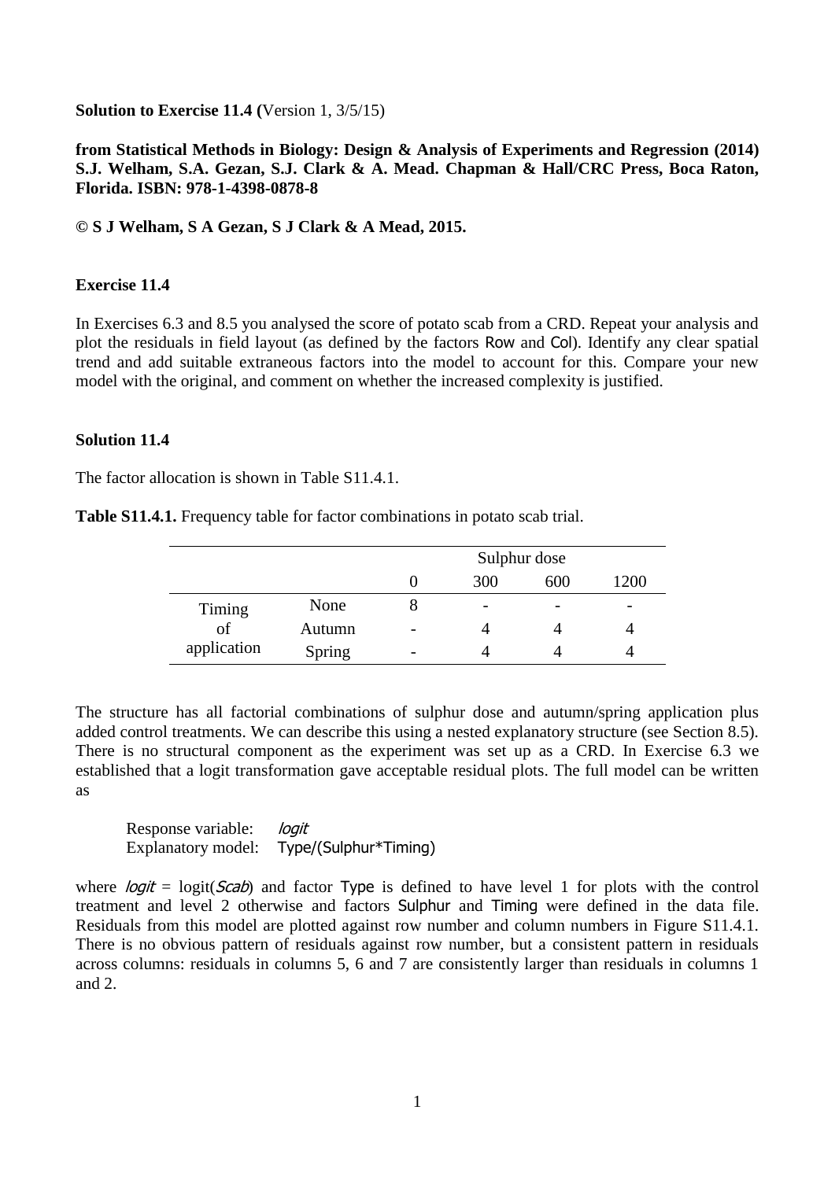**Solution to Exercise 11.4 (**Version 1, 3/5/15)

**from Statistical Methods in Biology: Design & Analysis of Experiments and Regression (2014) S.J. Welham, S.A. Gezan, S.J. Clark & A. Mead. Chapman & Hall/CRC Press, Boca Raton, Florida. ISBN: 978-1-4398-0878-8**

**© S J Welham, S A Gezan, S J Clark & A Mead, 2015.**

### Exercise 11.4

In Exercises 6.3 and 8.5 you analysed the score of potato scab from a CRD. Repeat your analysis and plot the residuals in field layout (as defined by the factors Row and Col). Identify any clear spatial trend and add suitable extraneous factors into the model to account for this. Compare your new model with the original, and comment on whether the increased complexity is justified.

### Solution 11.4

The factor allocation is shown in Table S11.4.1.

**Table S11.4.1.** Frequency table for factor combinations in potato scab trial.

| | | Sulphur dose | | | |
|---|---|---|---|---|---|
| | | 0 | 300 | 600 | 1200 |
| Timing of application | None | 8 | - | - | - |
| | Autumn | - | 4 | 4 | 4 |
| | Spring | - | 4 | 4 | 4 |

The structure has all factorial combinations of sulphur dose and autumn/spring application plus added control treatments. We can describe this using a nested explanatory structure (see Section 8.5). There is no structural component as the experiment was set up as a CRD. In Exercise 6.3 we established that a logit transformation gave acceptable residual plots. The full model can be written as

Response variable: *logit*
Explanatory model: Type/(Sulphur*Timing)

where *logit* = logit(*Scab*) and factor Type is defined to have level 1 for plots with the control treatment and level 2 otherwise and factors Sulphur and Timing were defined in the data file. Residuals from this model are plotted against row number and column numbers in Figure S11.4.1. There is no obvious pattern of residuals against row number, but a consistent pattern in residuals across columns: residuals in columns 5, 6 and 7 are consistently larger than residuals in columns 1 and 2.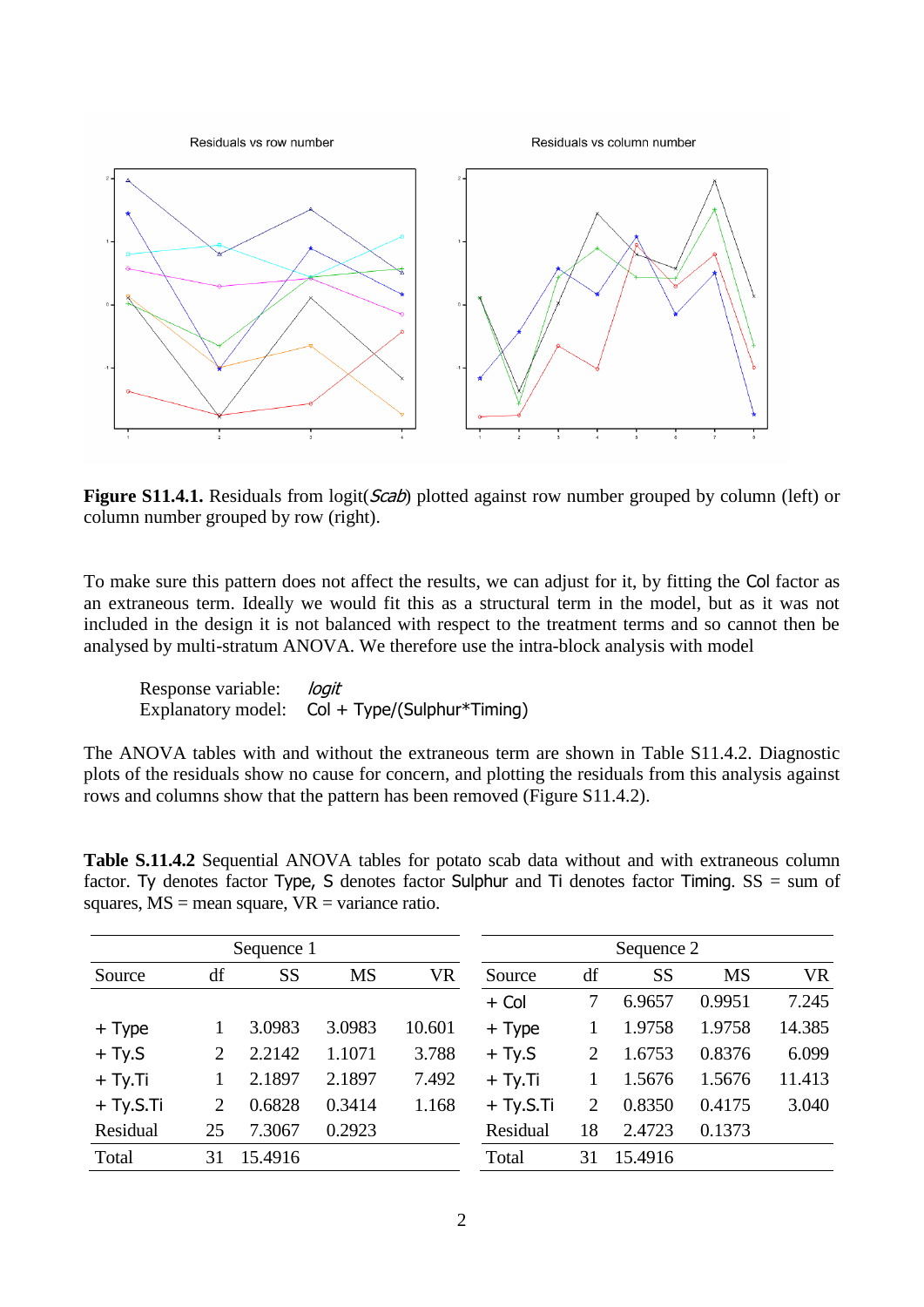**Figure S11.4.1.** Residuals from logit(*Scab*) plotted against row number grouped by column (left) or column number grouped by row (right).

To make sure this pattern does not affect the results, we can adjust for it, by fitting the Col factor as an extraneous term. Ideally we would fit this as a structural term in the model, but as it was not included in the design it is not balanced with respect to the treatment terms and so cannot then be analysed by multi-stratum ANOVA. We therefore use the intra-block analysis with model

Response variable: *logit*
Explanatory model: Col + Type/(Sulphur*Timing)

The ANOVA tables with and without the extraneous term are shown in Table S11.4.2. Diagnostic plots of the residuals show no cause for concern, and plotting the residuals from this analysis against rows and columns show that the pattern has been removed (Figure S11.4.2).

**Table S.11.4.2** Sequential ANOVA tables for potato scab data without and with extraneous column factor. Ty denotes factor Type, S denotes factor Sulphur and Ti denotes factor Timing. SS = sum of squares, MS = mean square, VR = variance ratio.

| Sequence 1 | | | | | Sequence 2 | | | | |
|---|---|---|---|---|---|---|---|---|---|
| Source | df | SS | MS | VR | Source | df | SS | MS | VR |
| | | | | | + Col | 7 | 6.9657 | 0.9951 | 7.245 |
| + Type | 1 | 3.0983 | 3.0983 | 10.601 | + Type | 1 | 1.9758 | 1.9758 | 14.385 |
| + Ty.S | 2 | 2.2142 | 1.1071 | 3.788 | + Ty.S | 2 | 1.6753 | 0.8376 | 6.099 |
| + Ty.Ti | 1 | 2.1897 | 2.1897 | 7.492 | + Ty.Ti | 1 | 1.5676 | 1.5676 | 11.413 |
| + Ty.S.Ti | 2 | 0.6828 | 0.3414 | 1.168 | + Ty.S.Ti | 2 | 0.8350 | 0.4175 | 3.040 |
| Residual | 25 | 7.3067 | 0.2923 | | Residual | 18 | 2.4723 | 0.1373 | |
| Total | 31 | 15.4916 | | | Total | 31 | 15.4916 | | |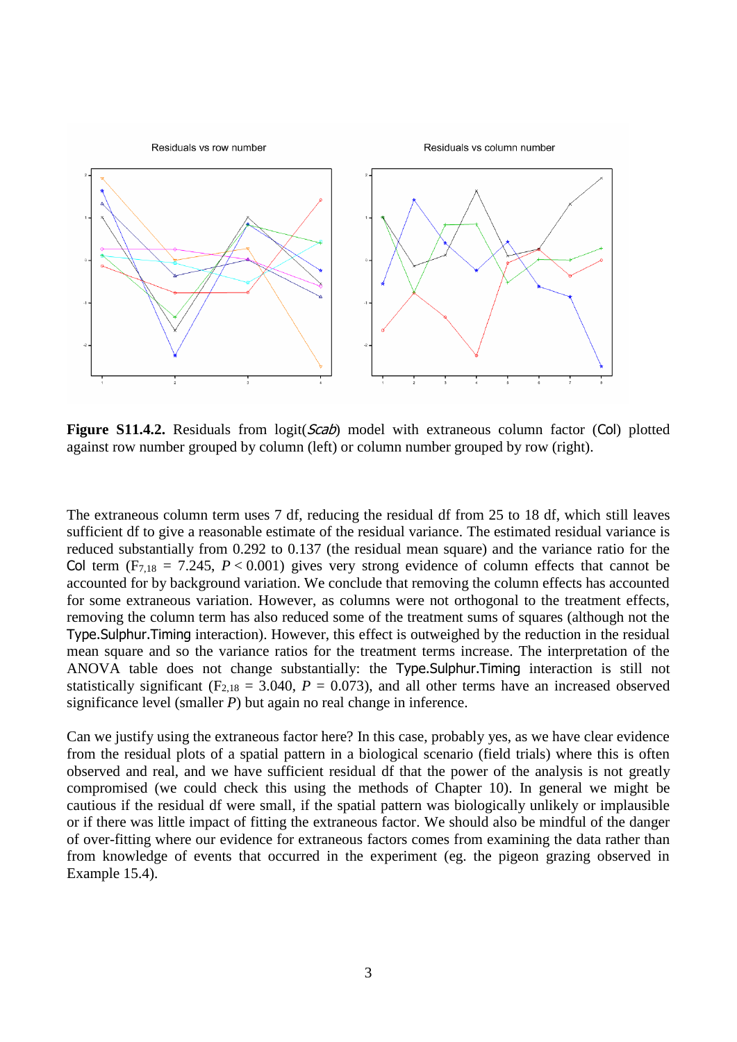Residuals vs row number

Residuals vs column number

**Figure S11.4.2.** Residuals from logit(*Scab*) model with extraneous column factor (Col) plotted against row number grouped by column (left) or column number grouped by row (right).

The extraneous column term uses 7 df, reducing the residual df from 25 to 18 df, which still leaves sufficient df to give a reasonable estimate of the residual variance. The estimated residual variance is reduced substantially from 0.292 to 0.137 (the residual mean square) and the variance ratio for the Col term ($F_{7,18}$ = 7.245, $P < 0.001$) gives very strong evidence of column effects that cannot be accounted for by background variation. We conclude that removing the column effects has accounted for some extraneous variation. However, as columns were not orthogonal to the treatment effects, removing the column term has also reduced some of the treatment sums of squares (although not the Type.Sulphur.Timing interaction). However, this effect is outweighed by the reduction in the residual mean square and so the variance ratios for the treatment terms increase. The interpretation of the ANOVA table does not change substantially: the Type.Sulphur.Timing interaction is still not statistically significant ($F_{2,18}$ = 3.040, $P$ = 0.073), and all other terms have an increased observed significance level (smaller $P$) but again no real change in inference.

Can we justify using the extraneous factor here? In this case, probably yes, as we have clear evidence from the residual plots of a spatial pattern in a biological scenario (field trials) where this is often observed and real, and we have sufficient residual df that the power of the analysis is not greatly compromised (we could check this using the methods of Chapter 10). In general we might be cautious if the residual df were small, if the spatial pattern was biologically unlikely or implausible or if there was little impact of fitting the extraneous factor. We should also be mindful of the danger of over-fitting where our evidence for extraneous factors comes from examining the data rather than from knowledge of events that occurred in the experiment (eg. the pigeon grazing observed in Example 15.4).